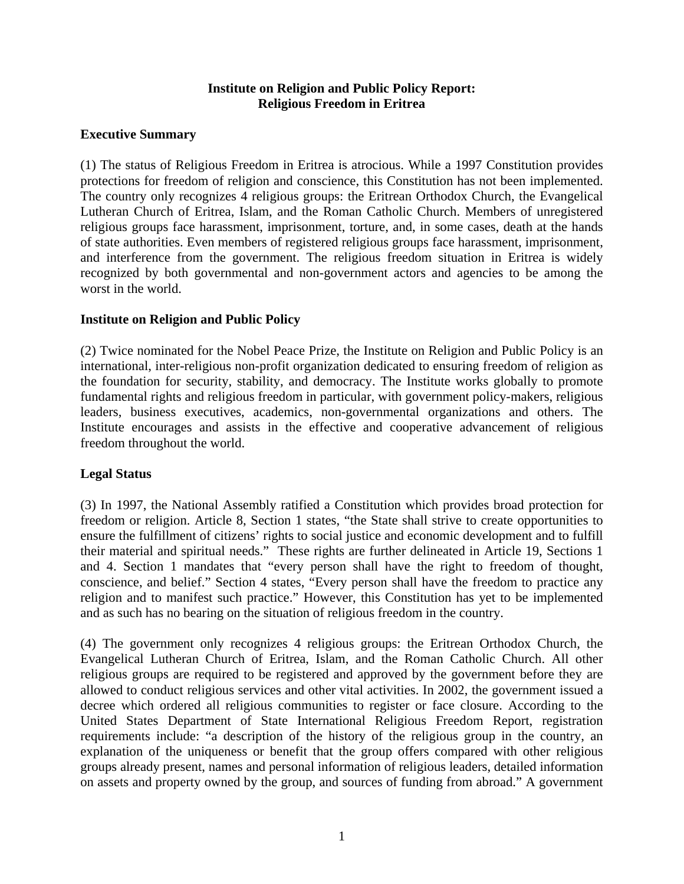# Institute on Religion and Public Policy Report: Religious Freedom in Eritrea

## Executive Summary

(1) The status of Religious Freedom in Eritrea is atrocious. While a 1997 Constitution provides protections for freedom of religion and conscience, this Constitution has not been implemented. The country only recognizes 4 religious groups: the Eritrean Orthodox Church, the Evangelical Lutheran Church of Eritrea, Islam, and the Roman Catholic Church. Members of unregistered religious groups face harassment, imprisonment, torture, and, in some cases, death at the hands of state authorities. Even members of registered religious groups face harassment, imprisonment, and interference from the government. The religious freedom situation in Eritrea is widely recognized by both governmental and non-government actors and agencies to be among the worst in the world.

## Institute on Religion and Public Policy

(2) Twice nominated for the Nobel Peace Prize, the Institute on Religion and Public Policy is an international, inter-religious non-profit organization dedicated to ensuring freedom of religion as the foundation for security, stability, and democracy. The Institute works globally to promote fundamental rights and religious freedom in particular, with government policy-makers, religious leaders, business executives, academics, non-governmental organizations and others. The Institute encourages and assists in the effective and cooperative advancement of religious freedom throughout the world.

## Legal Status

(3) In 1997, the National Assembly ratified a Constitution which provides broad protection for freedom or religion. Article 8, Section 1 states, "the State shall strive to create opportunities to ensure the fulfillment of citizens' rights to social justice and economic development and to fulfill their material and spiritual needs." These rights are further delineated in Article 19, Sections 1 and 4. Section 1 mandates that "every person shall have the right to freedom of thought, conscience, and belief." Section 4 states, "Every person shall have the freedom to practice any religion and to manifest such practice." However, this Constitution has yet to be implemented and as such has no bearing on the situation of religious freedom in the country.

(4) The government only recognizes 4 religious groups: the Eritrean Orthodox Church, the Evangelical Lutheran Church of Eritrea, Islam, and the Roman Catholic Church. All other religious groups are required to be registered and approved by the government before they are allowed to conduct religious services and other vital activities. In 2002, the government issued a decree which ordered all religious communities to register or face closure. According to the United States Department of State International Religious Freedom Report, registration requirements include: "a description of the history of the religious group in the country, an explanation of the uniqueness or benefit that the group offers compared with other religious groups already present, names and personal information of religious leaders, detailed information on assets and property owned by the group, and sources of funding from abroad." A government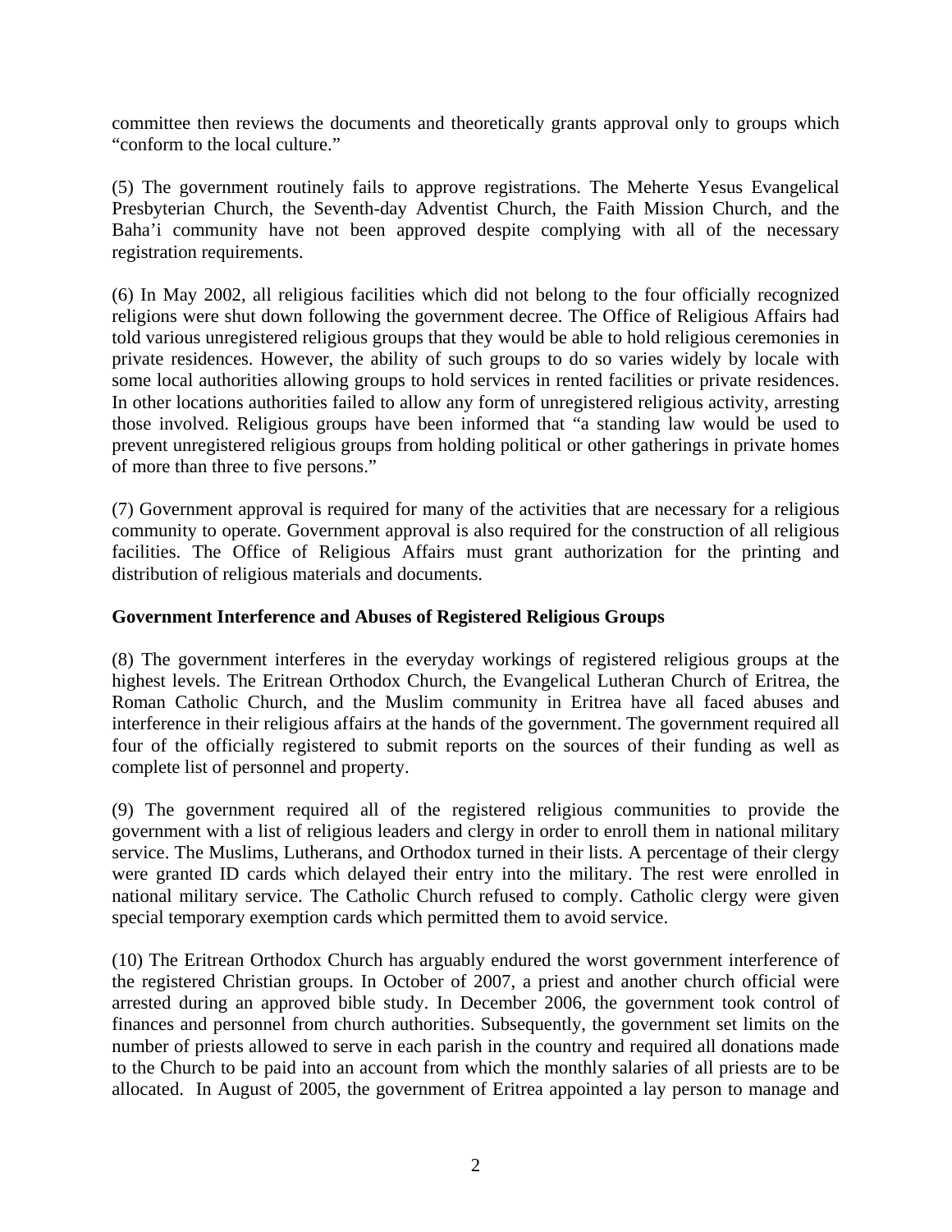committee then reviews the documents and theoretically grants approval only to groups which "conform to the local culture."

(5) The government routinely fails to approve registrations. The Meherte Yesus Evangelical Presbyterian Church, the Seventh-day Adventist Church, the Faith Mission Church, and the Baha'i community have not been approved despite complying with all of the necessary registration requirements.

(6) In May 2002, all religious facilities which did not belong to the four officially recognized religions were shut down following the government decree. The Office of Religious Affairs had told various unregistered religious groups that they would be able to hold religious ceremonies in private residences. However, the ability of such groups to do so varies widely by locale with some local authorities allowing groups to hold services in rented facilities or private residences. In other locations authorities failed to allow any form of unregistered religious activity, arresting those involved. Religious groups have been informed that "a standing law would be used to prevent unregistered religious groups from holding political or other gatherings in private homes of more than three to five persons."

(7) Government approval is required for many of the activities that are necessary for a religious community to operate. Government approval is also required for the construction of all religious facilities. The Office of Religious Affairs must grant authorization for the printing and distribution of religious materials and documents.

**Government Interference and Abuses of Registered Religious Groups**

(8) The government interferes in the everyday workings of registered religious groups at the highest levels. The Eritrean Orthodox Church, the Evangelical Lutheran Church of Eritrea, the Roman Catholic Church, and the Muslim community in Eritrea have all faced abuses and interference in their religious affairs at the hands of the government. The government required all four of the officially registered to submit reports on the sources of their funding as well as complete list of personnel and property.

(9) The government required all of the registered religious communities to provide the government with a list of religious leaders and clergy in order to enroll them in national military service. The Muslims, Lutherans, and Orthodox turned in their lists. A percentage of their clergy were granted ID cards which delayed their entry into the military. The rest were enrolled in national military service. The Catholic Church refused to comply. Catholic clergy were given special temporary exemption cards which permitted them to avoid service.

(10) The Eritrean Orthodox Church has arguably endured the worst government interference of the registered Christian groups. In October of 2007, a priest and another church official were arrested during an approved bible study. In December 2006, the government took control of finances and personnel from church authorities. Subsequently, the government set limits on the number of priests allowed to serve in each parish in the country and required all donations made to the Church to be paid into an account from which the monthly salaries of all priests are to be allocated. In August of 2005, the government of Eritrea appointed a lay person to manage and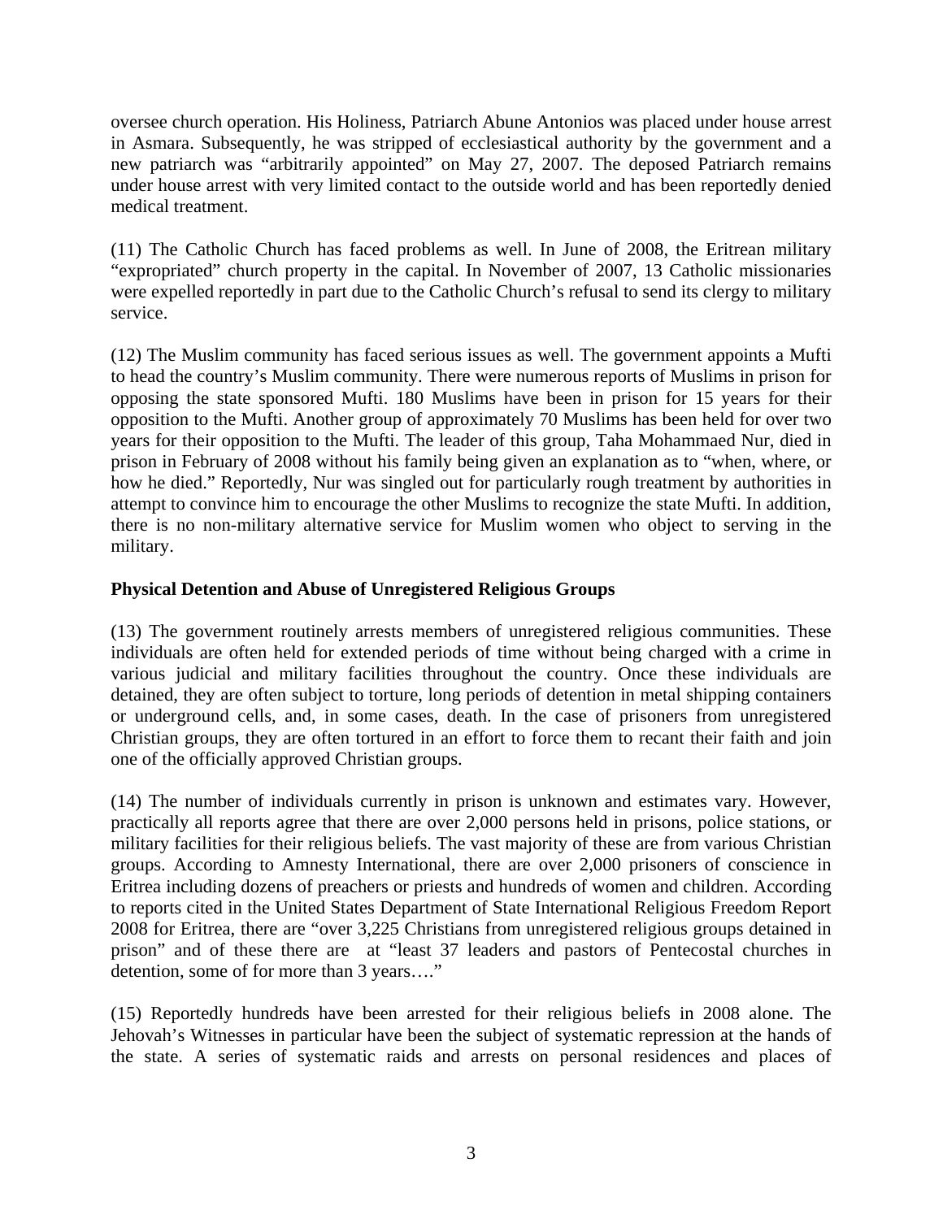oversee church operation. His Holiness, Patriarch Abune Antonios was placed under house arrest in Asmara. Subsequently, he was stripped of ecclesiastical authority by the government and a new patriarch was "arbitrarily appointed" on May 27, 2007. The deposed Patriarch remains under house arrest with very limited contact to the outside world and has been reportedly denied medical treatment.

(11) The Catholic Church has faced problems as well. In June of 2008, the Eritrean military "expropriated" church property in the capital. In November of 2007, 13 Catholic missionaries were expelled reportedly in part due to the Catholic Church's refusal to send its clergy to military service.

(12) The Muslim community has faced serious issues as well. The government appoints a Mufti to head the country's Muslim community. There were numerous reports of Muslims in prison for opposing the state sponsored Mufti. 180 Muslims have been in prison for 15 years for their opposition to the Mufti. Another group of approximately 70 Muslims has been held for over two years for their opposition to the Mufti. The leader of this group, Taha Mohammaed Nur, died in prison in February of 2008 without his family being given an explanation as to "when, where, or how he died." Reportedly, Nur was singled out for particularly rough treatment by authorities in attempt to convince him to encourage the other Muslims to recognize the state Mufti. In addition, there is no non-military alternative service for Muslim women who object to serving in the military.

**Physical Detention and Abuse of Unregistered Religious Groups**

(13) The government routinely arrests members of unregistered religious communities. These individuals are often held for extended periods of time without being charged with a crime in various judicial and military facilities throughout the country. Once these individuals are detained, they are often subject to torture, long periods of detention in metal shipping containers or underground cells, and, in some cases, death. In the case of prisoners from unregistered Christian groups, they are often tortured in an effort to force them to recant their faith and join one of the officially approved Christian groups.

(14) The number of individuals currently in prison is unknown and estimates vary. However, practically all reports agree that there are over 2,000 persons held in prisons, police stations, or military facilities for their religious beliefs. The vast majority of these are from various Christian groups. According to Amnesty International, there are over 2,000 prisoners of conscience in Eritrea including dozens of preachers or priests and hundreds of women and children. According to reports cited in the United States Department of State International Religious Freedom Report 2008 for Eritrea, there are "over 3,225 Christians from unregistered religious groups detained in prison" and of these there are at "least 37 leaders and pastors of Pentecostal churches in detention, some of for more than 3 years…."

(15) Reportedly hundreds have been arrested for their religious beliefs in 2008 alone. The Jehovah's Witnesses in particular have been the subject of systematic repression at the hands of the state. A series of systematic raids and arrests on personal residences and places of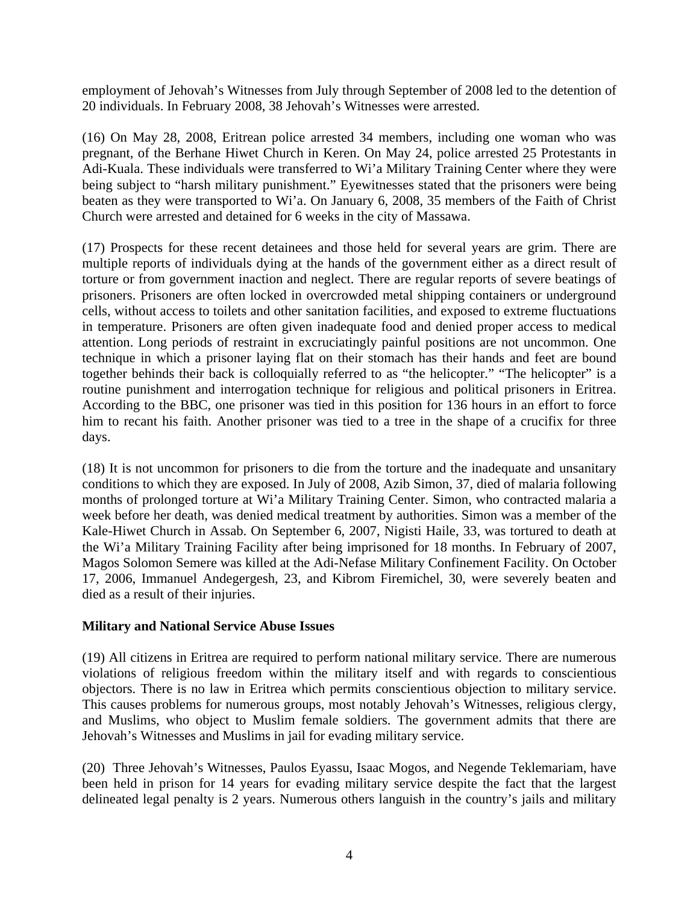employment of Jehovah's Witnesses from July through September of 2008 led to the detention of 20 individuals. In February 2008, 38 Jehovah's Witnesses were arrested.

(16) On May 28, 2008, Eritrean police arrested 34 members, including one woman who was pregnant, of the Berhane Hiwet Church in Keren. On May 24, police arrested 25 Protestants in Adi-Kuala. These individuals were transferred to Wi'a Military Training Center where they were being subject to "harsh military punishment." Eyewitnesses stated that the prisoners were being beaten as they were transported to Wi'a. On January 6, 2008, 35 members of the Faith of Christ Church were arrested and detained for 6 weeks in the city of Massawa.

(17) Prospects for these recent detainees and those held for several years are grim. There are multiple reports of individuals dying at the hands of the government either as a direct result of torture or from government inaction and neglect. There are regular reports of severe beatings of prisoners. Prisoners are often locked in overcrowded metal shipping containers or underground cells, without access to toilets and other sanitation facilities, and exposed to extreme fluctuations in temperature. Prisoners are often given inadequate food and denied proper access to medical attention. Long periods of restraint in excruciatingly painful positions are not uncommon. One technique in which a prisoner laying flat on their stomach has their hands and feet are bound together behinds their back is colloquially referred to as "the helicopter." "The helicopter" is a routine punishment and interrogation technique for religious and political prisoners in Eritrea. According to the BBC, one prisoner was tied in this position for 136 hours in an effort to force him to recant his faith. Another prisoner was tied to a tree in the shape of a crucifix for three days.

(18) It is not uncommon for prisoners to die from the torture and the inadequate and unsanitary conditions to which they are exposed. In July of 2008, Azib Simon, 37, died of malaria following months of prolonged torture at Wi'a Military Training Center. Simon, who contracted malaria a week before her death, was denied medical treatment by authorities. Simon was a member of the Kale-Hiwet Church in Assab. On September 6, 2007, Nigisti Haile, 33, was tortured to death at the Wi'a Military Training Facility after being imprisoned for 18 months. In February of 2007, Magos Solomon Semere was killed at the Adi-Nefase Military Confinement Facility. On October 17, 2006, Immanuel Andegergesh, 23, and Kibrom Firemichel, 30, were severely beaten and died as a result of their injuries.

**Military and National Service Abuse Issues**

(19) All citizens in Eritrea are required to perform national military service. There are numerous violations of religious freedom within the military itself and with regards to conscientious objectors. There is no law in Eritrea which permits conscientious objection to military service. This causes problems for numerous groups, most notably Jehovah's Witnesses, religious clergy, and Muslims, who object to Muslim female soldiers. The government admits that there are Jehovah's Witnesses and Muslims in jail for evading military service.

(20) Three Jehovah's Witnesses, Paulos Eyassu, Isaac Mogos, and Negende Teklemariam, have been held in prison for 14 years for evading military service despite the fact that the largest delineated legal penalty is 2 years. Numerous others languish in the country's jails and military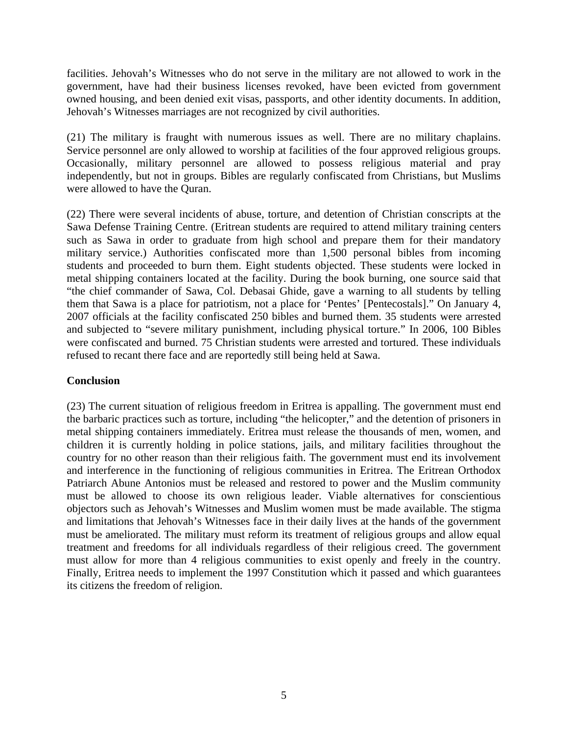facilities. Jehovah's Witnesses who do not serve in the military are not allowed to work in the government, have had their business licenses revoked, have been evicted from government owned housing, and been denied exit visas, passports, and other identity documents. In addition, Jehovah's Witnesses marriages are not recognized by civil authorities.

(21) The military is fraught with numerous issues as well. There are no military chaplains. Service personnel are only allowed to worship at facilities of the four approved religious groups. Occasionally, military personnel are allowed to possess religious material and pray independently, but not in groups. Bibles are regularly confiscated from Christians, but Muslims were allowed to have the Quran.

(22) There were several incidents of abuse, torture, and detention of Christian conscripts at the Sawa Defense Training Centre. (Eritrean students are required to attend military training centers such as Sawa in order to graduate from high school and prepare them for their mandatory military service.) Authorities confiscated more than 1,500 personal bibles from incoming students and proceeded to burn them. Eight students objected. These students were locked in metal shipping containers located at the facility. During the book burning, one source said that "the chief commander of Sawa, Col. Debasai Ghide, gave a warning to all students by telling them that Sawa is a place for patriotism, not a place for 'Pentes' [Pentecostals]." On January 4, 2007 officials at the facility confiscated 250 bibles and burned them. 35 students were arrested and subjected to "severe military punishment, including physical torture." In 2006, 100 Bibles were confiscated and burned. 75 Christian students were arrested and tortured. These individuals refused to recant there face and are reportedly still being held at Sawa.

**Conclusion**

(23) The current situation of religious freedom in Eritrea is appalling. The government must end the barbaric practices such as torture, including "the helicopter," and the detention of prisoners in metal shipping containers immediately. Eritrea must release the thousands of men, women, and children it is currently holding in police stations, jails, and military facilities throughout the country for no other reason than their religious faith. The government must end its involvement and interference in the functioning of religious communities in Eritrea. The Eritrean Orthodox Patriarch Abune Antonios must be released and restored to power and the Muslim community must be allowed to choose its own religious leader. Viable alternatives for conscientious objectors such as Jehovah's Witnesses and Muslim women must be made available. The stigma and limitations that Jehovah's Witnesses face in their daily lives at the hands of the government must be ameliorated. The military must reform its treatment of religious groups and allow equal treatment and freedoms for all individuals regardless of their religious creed. The government must allow for more than 4 religious communities to exist openly and freely in the country. Finally, Eritrea needs to implement the 1997 Constitution which it passed and which guarantees its citizens the freedom of religion.